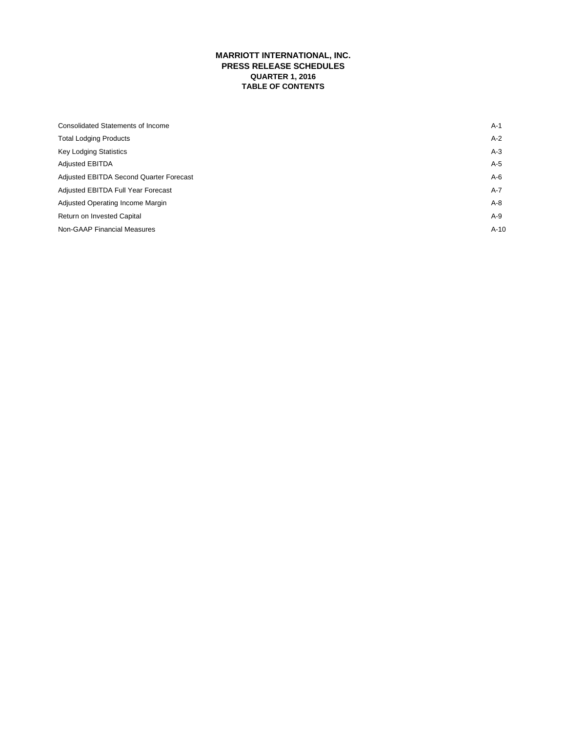# MARRIOTT INTERNATIONAL, INC.
## PRESS RELEASE SCHEDULES
### QUARTER 1, 2016
### TABLE OF CONTENTS

| | |
|---|---|
| Consolidated Statements of Income | A-1 |
| Total Lodging Products | A-2 |
| Key Lodging Statistics | A-3 |
| Adjusted EBITDA | A-5 |
| Adjusted EBITDA Second Quarter Forecast | A-6 |
| Adjusted EBITDA Full Year Forecast | A-7 |
| Adjusted Operating Income Margin | A-8 |
| Return on Invested Capital | A-9 |
| Non-GAAP Financial Measures | A-10 |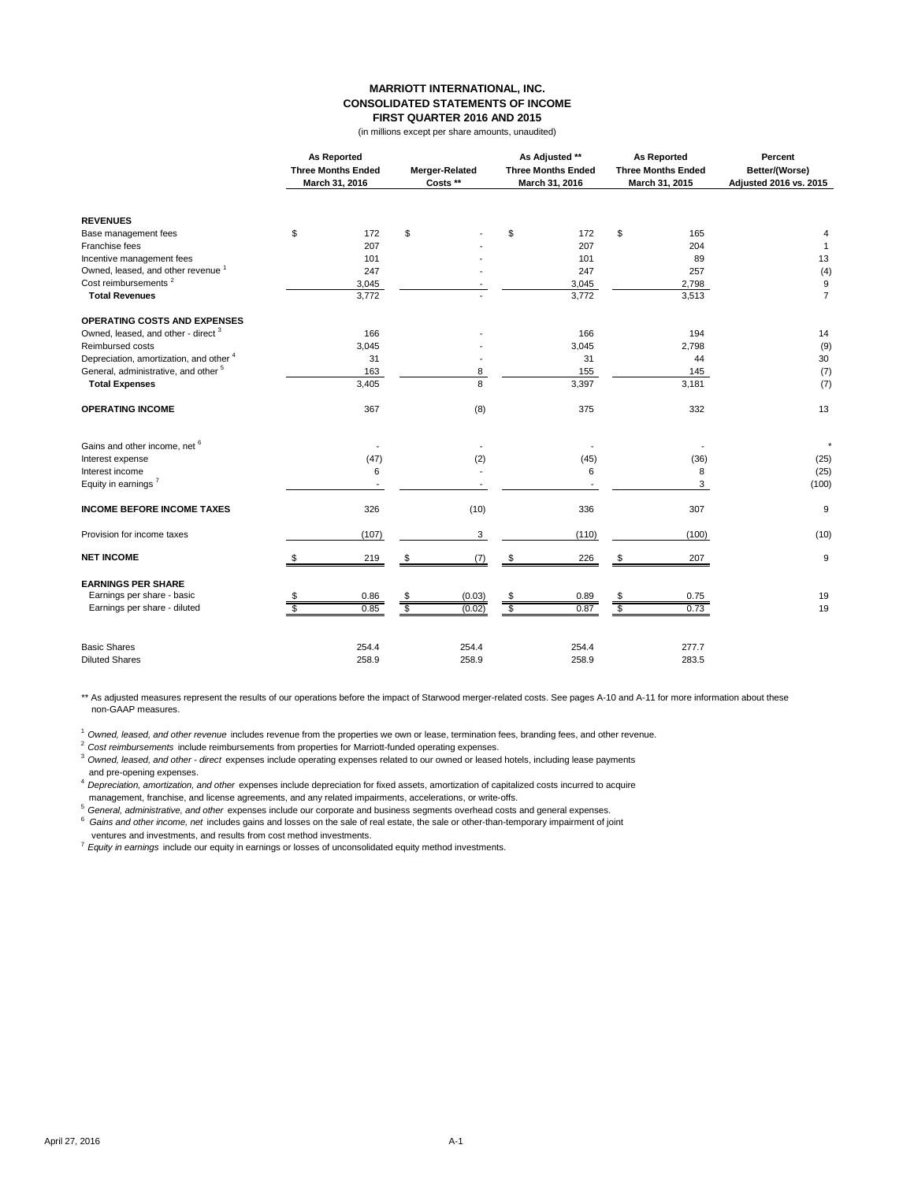# MARRIOTT INTERNATIONAL, INC.
## CONSOLIDATED STATEMENTS OF INCOME
### FIRST QUARTER 2016 AND 2015

(in millions except per share amounts, unaudited)

| | As Reported Three Months Ended March 31, 2016 | Merger-Related Costs ** | As Adjusted ** Three Months Ended March 31, 2016 | As Reported Three Months Ended March 31, 2015 | Percent Better/(Worse) Adjusted 2016 vs. 2015 |
|---|---|---|---|---|---|
| **REVENUES** | | | | | |
| Base management fees | $ 172 | $ - | $ 172 | $ 165 | 4 |
| Franchise fees | 207 | - | 207 | 204 | 1 |
| Incentive management fees | 101 | - | 101 | 89 | 13 |
| Owned, leased, and other revenue [1] | 247 | - | 247 | 257 | (4) |
| Cost reimbursements [2] | 3,045 | - | 3,045 | 2,798 | 9 |
| **Total Revenues** | 3,772 | - | 3,772 | 3,513 | 7 |
| **OPERATING COSTS AND EXPENSES** | | | | | |
| Owned, leased, and other - direct [3] | 166 | - | 166 | 194 | 14 |
| Reimbursed costs | 3,045 | - | 3,045 | 2,798 | (9) |
| Depreciation, amortization, and other [4] | 31 | - | 31 | 44 | 30 |
| General, administrative, and other [5] | 163 | 8 | 155 | 145 | (7) |
| **Total Expenses** | 3,405 | 8 | 3,397 | 3,181 | (7) |
| **OPERATING INCOME** | 367 | (8) | 375 | 332 | 13 |
| Gains and other income, net [6] | - | - | - | - | * |
| Interest expense | (47) | (2) | (45) | (36) | (25) |
| Interest income | 6 | - | 6 | 8 | (25) |
| Equity in earnings [7] | - | - | - | 3 | (100) |
| **INCOME BEFORE INCOME TAXES** | 326 | (10) | 336 | 307 | 9 |
| Provision for income taxes | (107) | 3 | (110) | (100) | (10) |
| **NET INCOME** | $ 219 | $ (7) | $ 226 | $ 207 | 9 |
| **EARNINGS PER SHARE** | | | | | |
| Earnings per share - basic | $ 0.86 | $ (0.03) | $ 0.89 | $ 0.75 | 19 |
| Earnings per share - diluted | $ 0.85 | $ (0.02) | $ 0.87 | $ 0.73 | 19 |
| Basic Shares | 254.4 | 254.4 | 254.4 | 277.7 | |
| Diluted Shares | 258.9 | 258.9 | 258.9 | 283.5 | |

** As adjusted measures represent the results of our operations before the impact of Starwood merger-related costs. See pages A-10 and A-11 for more information about these non-GAAP measures.

[1] *Owned, leased, and other revenue* includes revenue from the properties we own or lease, termination fees, branding fees, and other revenue.

[2] *Cost reimbursements* include reimbursements from properties for Marriott-funded operating expenses.

[3] *Owned, leased, and other - direct* expenses include operating expenses related to our owned or leased hotels, including lease payments and pre-opening expenses.

[4] *Depreciation, amortization, and other* expenses include depreciation for fixed assets, amortization of capitalized costs incurred to acquire management, franchise, and license agreements, and any related impairments, accelerations, or write-offs.

[5] *General, administrative, and other* expenses include our corporate and business segments overhead costs and general expenses.

[6] *Gains and other income, net* includes gains and losses on the sale of real estate, the sale or other-than-temporary impairment of joint ventures and investments, and results from cost method investments.

[7] *Equity in earnings* include our equity in earnings or losses of unconsolidated equity method investments.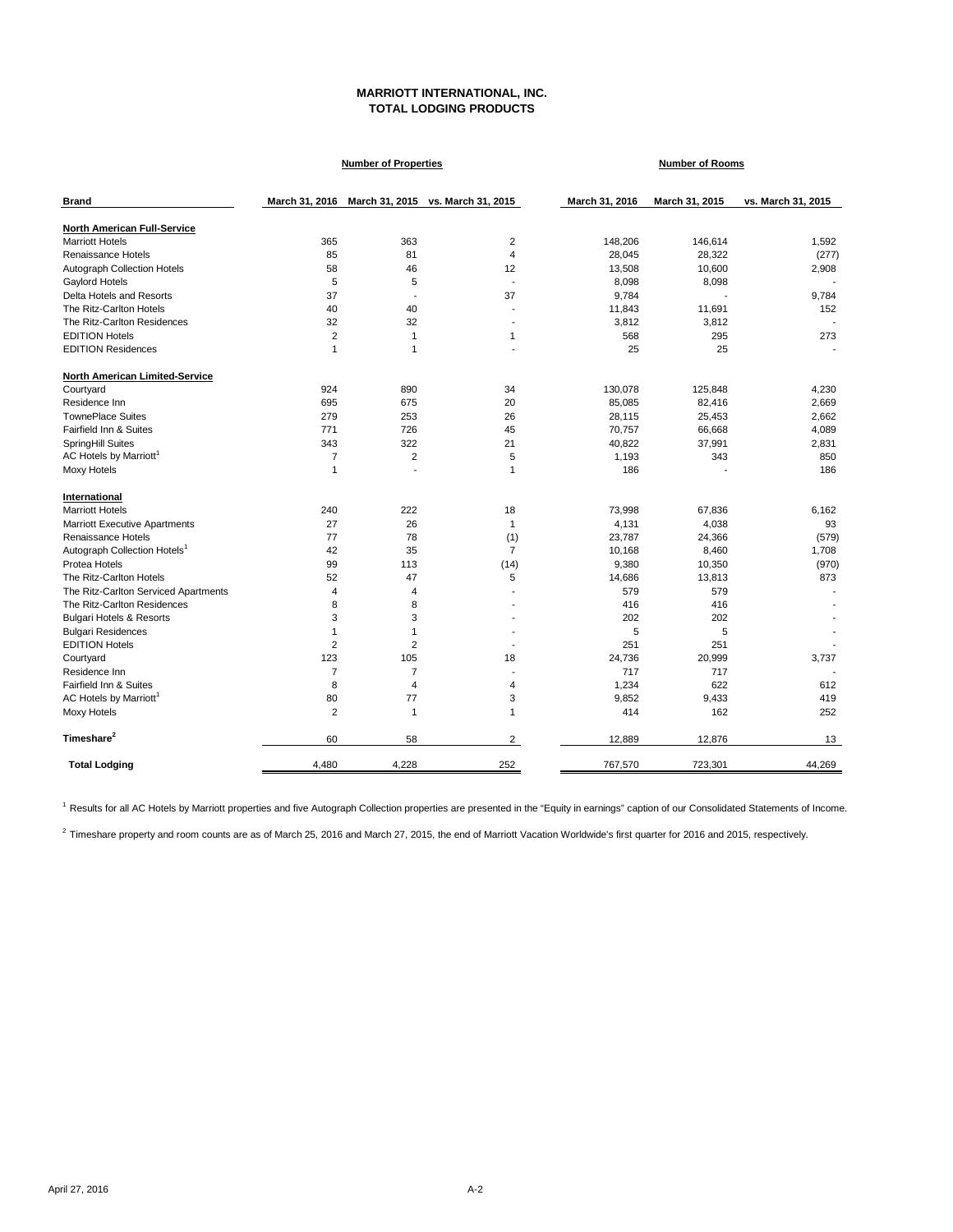# MARRIOTT INTERNATIONAL, INC.
## TOTAL LODGING PRODUCTS

| Brand | Number of Properties | | | Number of Rooms | | |
|---|---|---|---|---|---|---|
| | March 31, 2016 | March 31, 2015 | vs. March 31, 2015 | March 31, 2016 | March 31, 2015 | vs. March 31, 2015 |
| **North American Full-Service** | | | | | | |
| Marriott Hotels | 365 | 363 | 2 | 148,206 | 146,614 | 1,592 |
| Renaissance Hotels | 85 | 81 | 4 | 28,045 | 28,322 | (277) |
| Autograph Collection Hotels | 58 | 46 | 12 | 13,508 | 10,600 | 2,908 |
| Gaylord Hotels | 5 | 5 | - | 8,098 | 8,098 | - |
| Delta Hotels and Resorts | 37 | - | 37 | 9,784 | - | 9,784 |
| The Ritz-Carlton Hotels | 40 | 40 | - | 11,843 | 11,691 | 152 |
| The Ritz-Carlton Residences | 32 | 32 | - | 3,812 | 3,812 | - |
| EDITION Hotels | 2 | 1 | 1 | 568 | 295 | 273 |
| EDITION Residences | 1 | 1 | - | 25 | 25 | - |
| **North American Limited-Service** | | | | | | |
| Courtyard | 924 | 890 | 34 | 130,078 | 125,848 | 4,230 |
| Residence Inn | 695 | 675 | 20 | 85,085 | 82,416 | 2,669 |
| TownePlace Suites | 279 | 253 | 26 | 28,115 | 25,453 | 2,662 |
| Fairfield Inn & Suites | 771 | 726 | 45 | 70,757 | 66,668 | 4,089 |
| SpringHill Suites | 343 | 322 | 21 | 40,822 | 37,991 | 2,831 |
| AC Hotels by Marriott[1] | 7 | 2 | 5 | 1,193 | 343 | 850 |
| Moxy Hotels | 1 | - | 1 | 186 | - | 186 |
| **International** | | | | | | |
| Marriott Hotels | 240 | 222 | 18 | 73,998 | 67,836 | 6,162 |
| Marriott Executive Apartments | 27 | 26 | 1 | 4,131 | 4,038 | 93 |
| Renaissance Hotels | 77 | 78 | (1) | 23,787 | 24,366 | (579) |
| Autograph Collection Hotels[1] | 42 | 35 | 7 | 10,168 | 8,460 | 1,708 |
| Protea Hotels | 99 | 113 | (14) | 9,380 | 10,350 | (970) |
| The Ritz-Carlton Hotels | 52 | 47 | 5 | 14,686 | 13,813 | 873 |
| The Ritz-Carlton Serviced Apartments | 4 | 4 | - | 579 | 579 | - |
| The Ritz-Carlton Residences | 8 | 8 | - | 416 | 416 | - |
| Bulgari Hotels & Resorts | 3 | 3 | - | 202 | 202 | - |
| Bulgari Residences | 1 | 1 | - | 5 | 5 | - |
| EDITION Hotels | 2 | 2 | - | 251 | 251 | - |
| Courtyard | 123 | 105 | 18 | 24,736 | 20,999 | 3,737 |
| Residence Inn | 7 | 7 | - | 717 | 717 | - |
| Fairfield Inn & Suites | 8 | 4 | 4 | 1,234 | 622 | 612 |
| AC Hotels by Marriott[1] | 80 | 77 | 3 | 9,852 | 9,433 | 419 |
| Moxy Hotels | 2 | 1 | 1 | 414 | 162 | 252 |
| **Timeshare[2]** | 60 | 58 | 2 | 12,889 | 12,876 | 13 |
| **Total Lodging** | 4,480 | 4,228 | 252 | 767,570 | 723,301 | 44,269 |

[1] Results for all AC Hotels by Marriott properties and five Autograph Collection properties are presented in the "Equity in earnings" caption of our Consolidated Statements of Income.

[2] Timeshare property and room counts are as of March 25, 2016 and March 27, 2015, the end of Marriott Vacation Worldwide's first quarter for 2016 and 2015, respectively.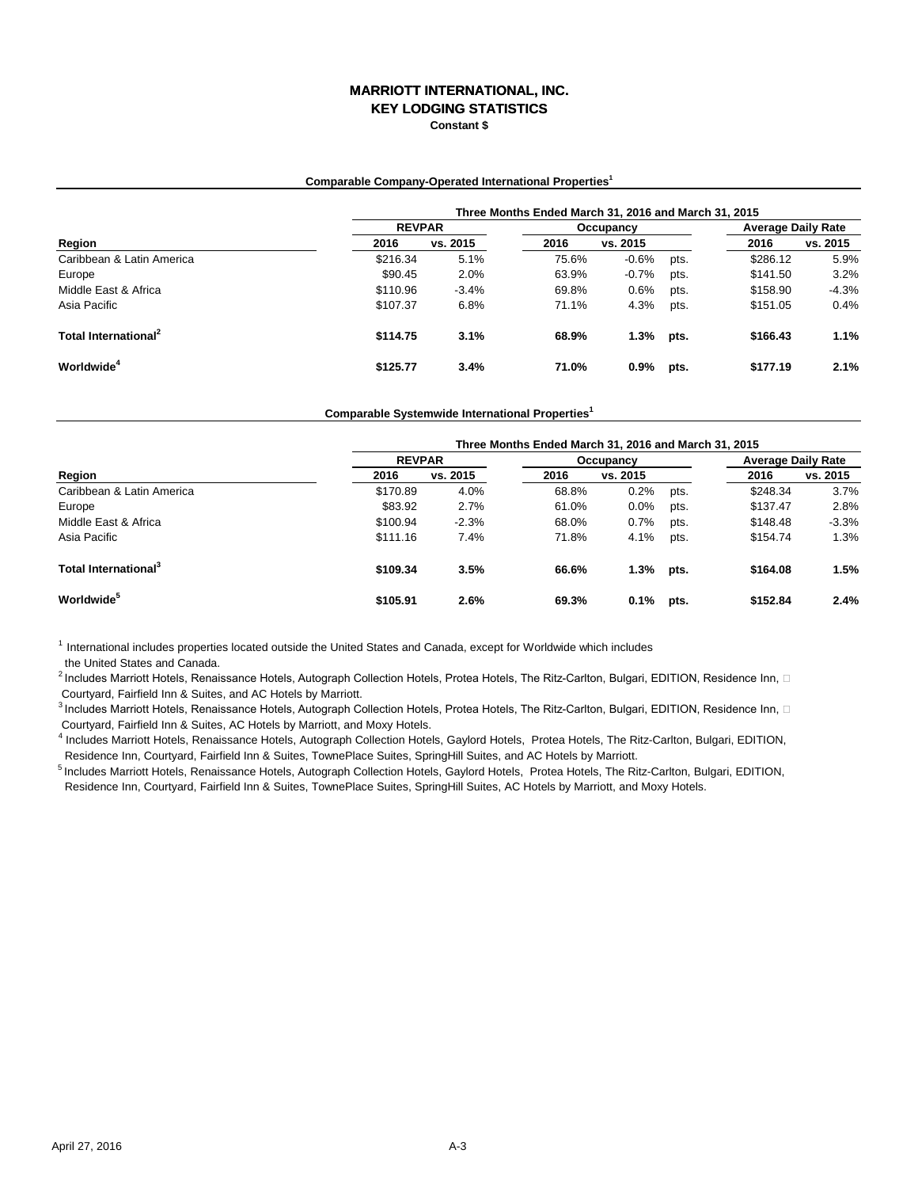# MARRIOTT INTERNATIONAL, INC.
## KEY LODGING STATISTICS
**Constant $**

### Comparable Company-Operated International Properties[1]

| | Three Months Ended March 31, 2016 and March 31, 2015 | | | | | | |
|---|---|---|---|---|---|---|---|
| | REVPAR | | Occupancy | | | Average Daily Rate | |
| Region | 2016 | vs. 2015 | 2016 | vs. 2015 | | 2016 | vs. 2015 |
| Caribbean & Latin America | $216.34 | 5.1% | 75.6% | -0.6% | pts. | $286.12 | 5.9% |
| Europe | $90.45 | 2.0% | 63.9% | -0.7% | pts. | $141.50 | 3.2% |
| Middle East & Africa | $110.96 | -3.4% | 69.8% | 0.6% | pts. | $158.90 | -4.3% |
| Asia Pacific | $107.37 | 6.8% | 71.1% | 4.3% | pts. | $151.05 | 0.4% |
| **Total International[2]** | **$114.75** | **3.1%** | **68.9%** | **1.3%** | **pts.** | **$166.43** | **1.1%** |
| **Worldwide[4]** | **$125.77** | **3.4%** | **71.0%** | **0.9%** | **pts.** | **$177.19** | **2.1%** |

### Comparable Systemwide International Properties[1]

| | Three Months Ended March 31, 2016 and March 31, 2015 | | | | | | |
|---|---|---|---|---|---|---|---|
| | REVPAR | | Occupancy | | | Average Daily Rate | |
| Region | 2016 | vs. 2015 | 2016 | vs. 2015 | | 2016 | vs. 2015 |
| Caribbean & Latin America | $170.89 | 4.0% | 68.8% | 0.2% | pts. | $248.34 | 3.7% |
| Europe | $83.92 | 2.7% | 61.0% | 0.0% | pts. | $137.47 | 2.8% |
| Middle East & Africa | $100.94 | -2.3% | 68.0% | 0.7% | pts. | $148.48 | -3.3% |
| Asia Pacific | $111.16 | 7.4% | 71.8% | 4.1% | pts. | $154.74 | 1.3% |
| **Total International[3]** | **$109.34** | **3.5%** | **66.6%** | **1.3%** | **pts.** | **$164.08** | **1.5%** |
| **Worldwide[5]** | **$105.91** | **2.6%** | **69.3%** | **0.1%** | **pts.** | **$152.84** | **2.4%** |

[1] International includes properties located outside the United States and Canada, except for Worldwide which includes the United States and Canada.

[2] Includes Marriott Hotels, Renaissance Hotels, Autograph Collection Hotels, Protea Hotels, The Ritz-Carlton, Bulgari, EDITION, Residence Inn, Courtyard, Fairfield Inn & Suites, and AC Hotels by Marriott.

[3] Includes Marriott Hotels, Renaissance Hotels, Autograph Collection Hotels, Protea Hotels, The Ritz-Carlton, Bulgari, EDITION, Residence Inn, Courtyard, Fairfield Inn & Suites, AC Hotels by Marriott, and Moxy Hotels.

[4] Includes Marriott Hotels, Renaissance Hotels, Autograph Collection Hotels, Gaylord Hotels, Protea Hotels, The Ritz-Carlton, Bulgari, EDITION, Residence Inn, Courtyard, Fairfield Inn & Suites, TownePlace Suites, SpringHill Suites, and AC Hotels by Marriott.

[5] Includes Marriott Hotels, Renaissance Hotels, Autograph Collection Hotels, Gaylord Hotels, Protea Hotels, The Ritz-Carlton, Bulgari, EDITION, Residence Inn, Courtyard, Fairfield Inn & Suites, TownePlace Suites, SpringHill Suites, AC Hotels by Marriott, and Moxy Hotels.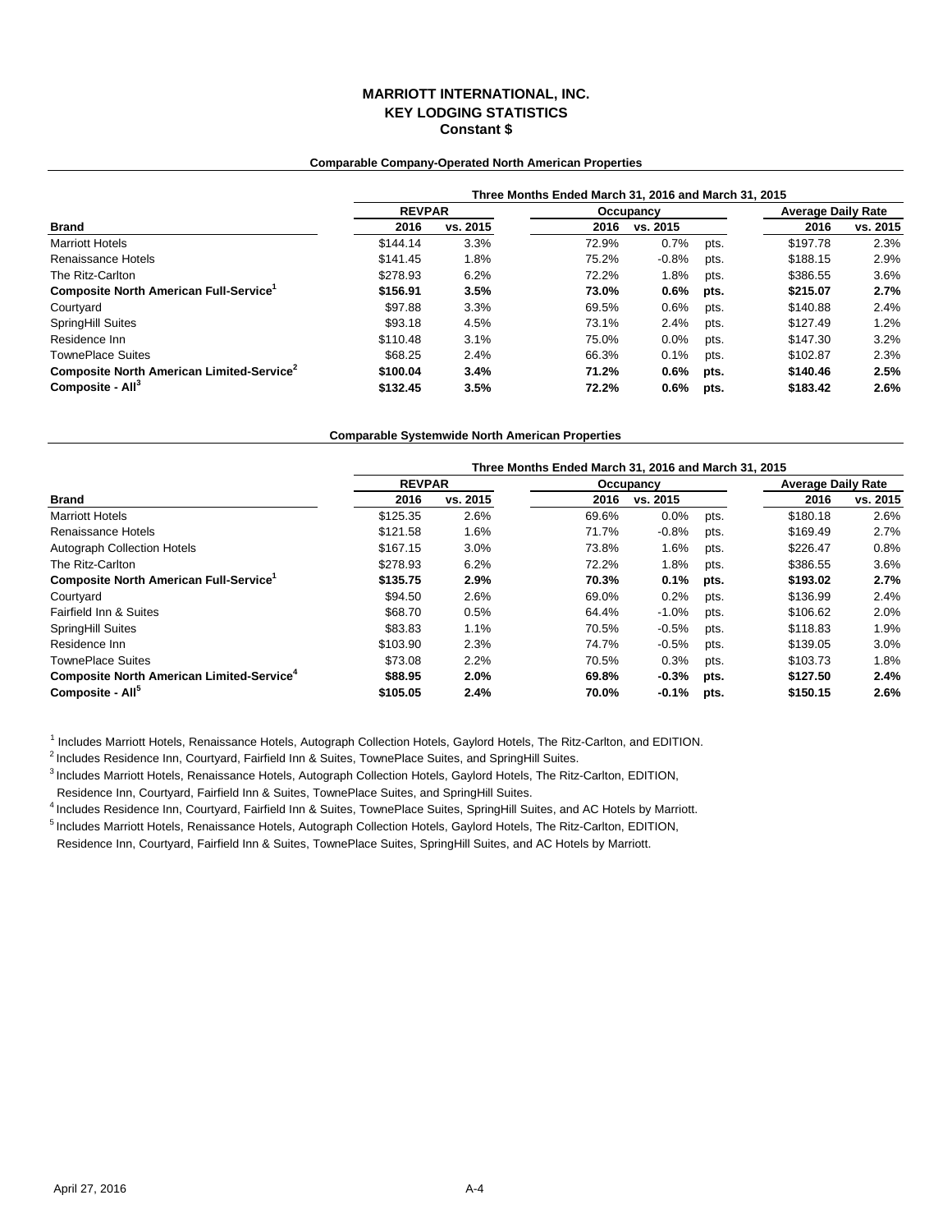# MARRIOTT INTERNATIONAL, INC.
## KEY LODGING STATISTICS
### Constant $

**Comparable Company-Operated North American Properties**

| | Three Months Ended March 31, 2016 and March 31, 2015 | | | | | | |
|---|---|---|---|---|---|---|---|
| | REVPAR | | Occupancy | | | Average Daily Rate | |
| **Brand** | **2016** | **vs. 2015** | **2016** | **vs. 2015** | | **2016** | **vs. 2015** |
| Marriott Hotels | $144.14 | 3.3% | 72.9% | 0.7% | pts. | $197.78 | 2.3% |
| Renaissance Hotels | $141.45 | 1.8% | 75.2% | -0.8% | pts. | $188.15 | 2.9% |
| The Ritz-Carlton | $278.93 | 6.2% | 72.2% | 1.8% | pts. | $386.55 | 3.6% |
| **Composite North American Full-Service[1]** | **$156.91** | **3.5%** | **73.0%** | **0.6%** | **pts.** | **$215.07** | **2.7%** |
| Courtyard | $97.88 | 3.3% | 69.5% | 0.6% | pts. | $140.88 | 2.4% |
| SpringHill Suites | $93.18 | 4.5% | 73.1% | 2.4% | pts. | $127.49 | 1.2% |
| Residence Inn | $110.48 | 3.1% | 75.0% | 0.0% | pts. | $147.30 | 3.2% |
| TownePlace Suites | $68.25 | 2.4% | 66.3% | 0.1% | pts. | $102.87 | 2.3% |
| **Composite North American Limited-Service[2]** | **$100.04** | **3.4%** | **71.2%** | **0.6%** | **pts.** | **$140.46** | **2.5%** |
| **Composite - All[3]** | **$132.45** | **3.5%** | **72.2%** | **0.6%** | **pts.** | **$183.42** | **2.6%** |

**Comparable Systemwide North American Properties**

| | Three Months Ended March 31, 2016 and March 31, 2015 | | | | | | |
|---|---|---|---|---|---|---|---|
| | REVPAR | | Occupancy | | | Average Daily Rate | |
| **Brand** | **2016** | **vs. 2015** | **2016** | **vs. 2015** | | **2016** | **vs. 2015** |
| Marriott Hotels | $125.35 | 2.6% | 69.6% | 0.0% | pts. | $180.18 | 2.6% |
| Renaissance Hotels | $121.58 | 1.6% | 71.7% | -0.8% | pts. | $169.49 | 2.7% |
| Autograph Collection Hotels | $167.15 | 3.0% | 73.8% | 1.6% | pts. | $226.47 | 0.8% |
| The Ritz-Carlton | $278.93 | 6.2% | 72.2% | 1.8% | pts. | $386.55 | 3.6% |
| **Composite North American Full-Service[1]** | **$135.75** | **2.9%** | **70.3%** | **0.1%** | **pts.** | **$193.02** | **2.7%** |
| Courtyard | $94.50 | 2.6% | 69.0% | 0.2% | pts. | $136.99 | 2.4% |
| Fairfield Inn & Suites | $68.70 | 0.5% | 64.4% | -1.0% | pts. | $106.62 | 2.0% |
| SpringHill Suites | $83.83 | 1.1% | 70.5% | -0.5% | pts. | $118.83 | 1.9% |
| Residence Inn | $103.90 | 2.3% | 74.7% | -0.5% | pts. | $139.05 | 3.0% |
| TownePlace Suites | $73.08 | 2.2% | 70.5% | 0.3% | pts. | $103.73 | 1.8% |
| **Composite North American Limited-Service[4]** | **$88.95** | **2.0%** | **69.8%** | **-0.3%** | **pts.** | **$127.50** | **2.4%** |
| **Composite - All[5]** | **$105.05** | **2.4%** | **70.0%** | **-0.1%** | **pts.** | **$150.15** | **2.6%** |

[1] Includes Marriott Hotels, Renaissance Hotels, Autograph Collection Hotels, Gaylord Hotels, The Ritz-Carlton, and EDITION.

[2] Includes Residence Inn, Courtyard, Fairfield Inn & Suites, TownePlace Suites, and SpringHill Suites.

[3] Includes Marriott Hotels, Renaissance Hotels, Autograph Collection Hotels, Gaylord Hotels, The Ritz-Carlton, EDITION, Residence Inn, Courtyard, Fairfield Inn & Suites, TownePlace Suites, and SpringHill Suites.

[4] Includes Residence Inn, Courtyard, Fairfield Inn & Suites, TownePlace Suites, SpringHill Suites, and AC Hotels by Marriott.

[5] Includes Marriott Hotels, Renaissance Hotels, Autograph Collection Hotels, Gaylord Hotels, The Ritz-Carlton, EDITION, Residence Inn, Courtyard, Fairfield Inn & Suites, TownePlace Suites, SpringHill Suites, and AC Hotels by Marriott.

April 27, 2016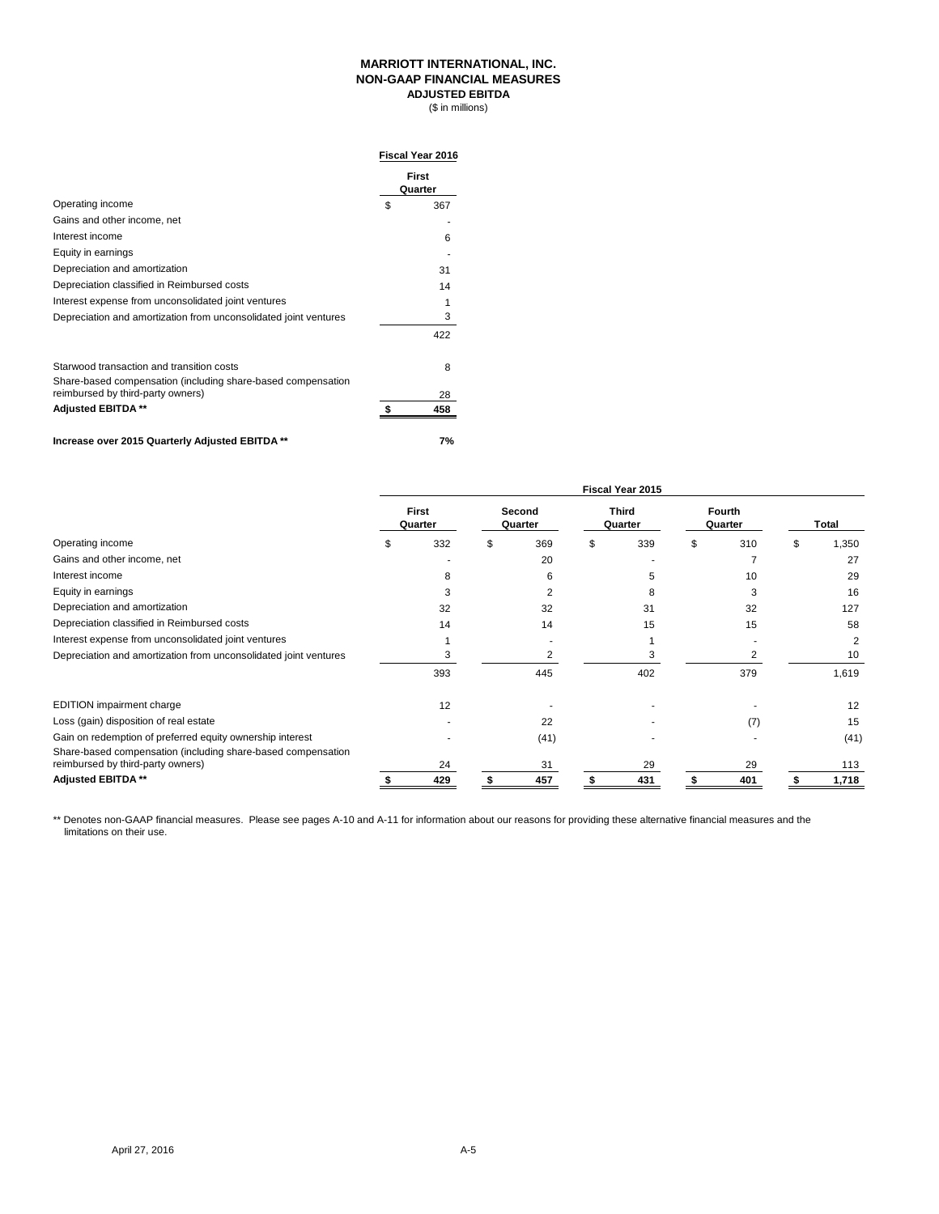**MARRIOTT INTERNATIONAL, INC.**
**NON-GAAP FINANCIAL MEASURES**
**ADJUSTED EBITDA**
($ in millions)

| | Fiscal Year 2016 |
|---|---|
| | First Quarter |
| Operating income | $ 367 |
| Gains and other income, net | - |
| Interest income | 6 |
| Equity in earnings | - |
| Depreciation and amortization | 31 |
| Depreciation classified in Reimbursed costs | 14 |
| Interest expense from unconsolidated joint ventures | 1 |
| Depreciation and amortization from unconsolidated joint ventures | 3 |
| | 422 |
| Starwood transaction and transition costs | 8 |
| Share-based compensation (including share-based compensation reimbursed by third-party owners) | 28 |
| **Adjusted EBITDA \*\*** | **$ 458** |
| **Increase over 2015 Quarterly Adjusted EBITDA \*\*** | **7%** |

| | Fiscal Year 2015 | | | | |
|---|---|---|---|---|---|
| | First Quarter | Second Quarter | Third Quarter | Fourth Quarter | Total |
| Operating income | $ 332 | $ 369 | $ 339 | $ 310 | $ 1,350 |
| Gains and other income, net | - | 20 | - | 7 | 27 |
| Interest income | 8 | 6 | 5 | 10 | 29 |
| Equity in earnings | 3 | 2 | 8 | 3 | 16 |
| Depreciation and amortization | 32 | 32 | 31 | 32 | 127 |
| Depreciation classified in Reimbursed costs | 14 | 14 | 15 | 15 | 58 |
| Interest expense from unconsolidated joint ventures | 1 | - | 1 | - | 2 |
| Depreciation and amortization from unconsolidated joint ventures | 3 | 2 | 3 | 2 | 10 |
| | 393 | 445 | 402 | 379 | 1,619 |
| EDITION impairment charge | 12 | - | - | - | 12 |
| Loss (gain) disposition of real estate | - | 22 | - | (7) | 15 |
| Gain on redemption of preferred equity ownership interest | - | (41) | - | - | (41) |
| Share-based compensation (including share-based compensation reimbursed by third-party owners) | 24 | 31 | 29 | 29 | 113 |
| **Adjusted EBITDA \*\*** | **$ 429** | **$ 457** | **$ 431** | **$ 401** | **$ 1,718** |

\*\* Denotes non-GAAP financial measures. Please see pages A-10 and A-11 for information about our reasons for providing these alternative financial measures and the limitations on their use.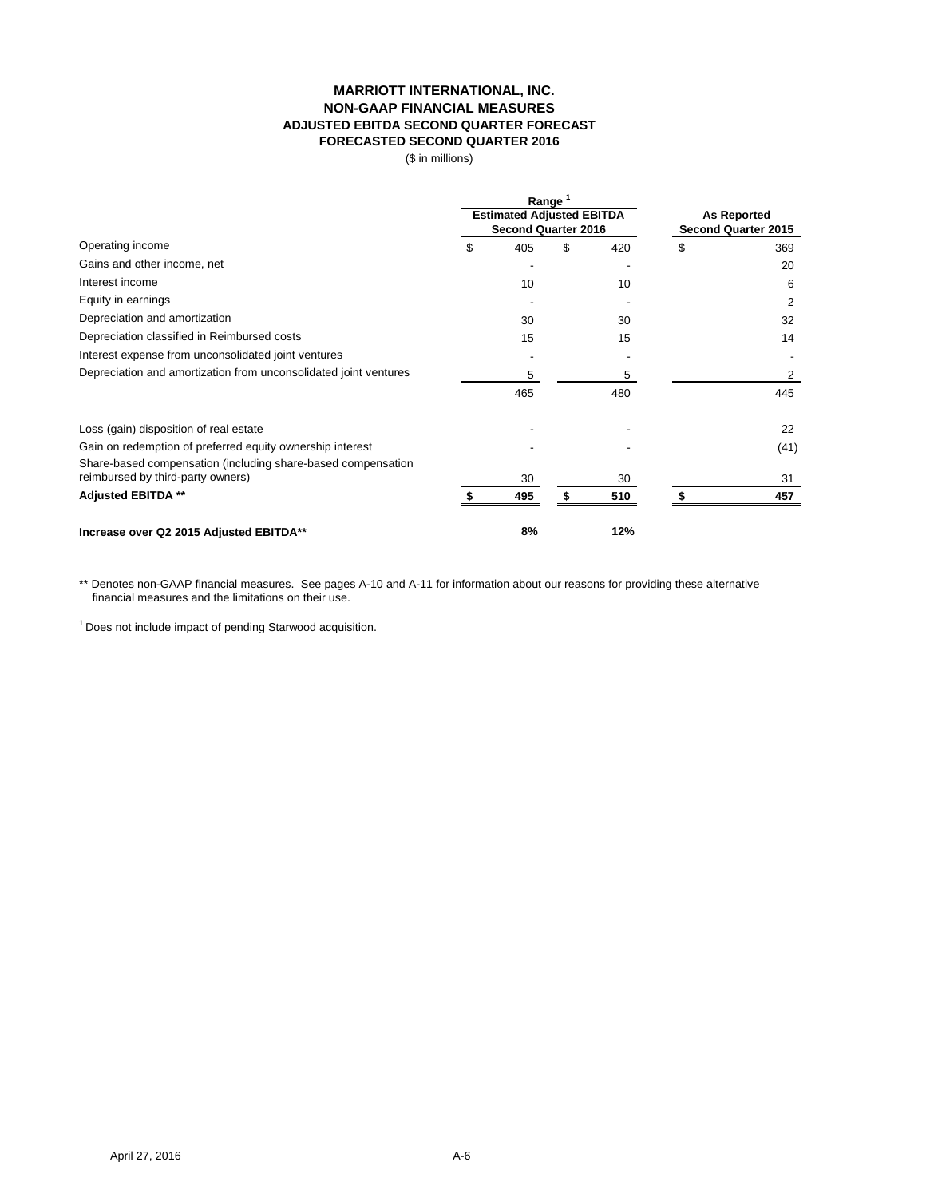**MARRIOTT INTERNATIONAL, INC.**
**NON-GAAP FINANCIAL MEASURES**
**ADJUSTED EBITDA SECOND QUARTER FORECAST**
**FORECASTED SECOND QUARTER 2016**

($ in millions)

| | Range [1] Estimated Adjusted EBITDA Second Quarter 2016 | | As Reported Second Quarter 2015 |
|---|---|---|---|
| Operating income | $ 405 | $ 420 | $ 369 |
| Gains and other income, net | - | - | 20 |
| Interest income | 10 | 10 | 6 |
| Equity in earnings | - | - | 2 |
| Depreciation and amortization | 30 | 30 | 32 |
| Depreciation classified in Reimbursed costs | 15 | 15 | 14 |
| Interest expense from unconsolidated joint ventures | - | - | - |
| Depreciation and amortization from unconsolidated joint ventures | 5 | 5 | 2 |
| | 465 | 480 | 445 |
| Loss (gain) disposition of real estate | - | - | 22 |
| Gain on redemption of preferred equity ownership interest | - | - | (41) |
| Share-based compensation (including share-based compensation reimbursed by third-party owners) | 30 | 30 | 31 |
| **Adjusted EBITDA \*\*** | **$ 495** | **$ 510** | **$ 457** |
| **Increase over Q2 2015 Adjusted EBITDA\*\*** | **8%** | **12%** | |

** Denotes non-GAAP financial measures. See pages A-10 and A-11 for information about our reasons for providing these alternative financial measures and the limitations on their use.

[1] Does not include impact of pending Starwood acquisition.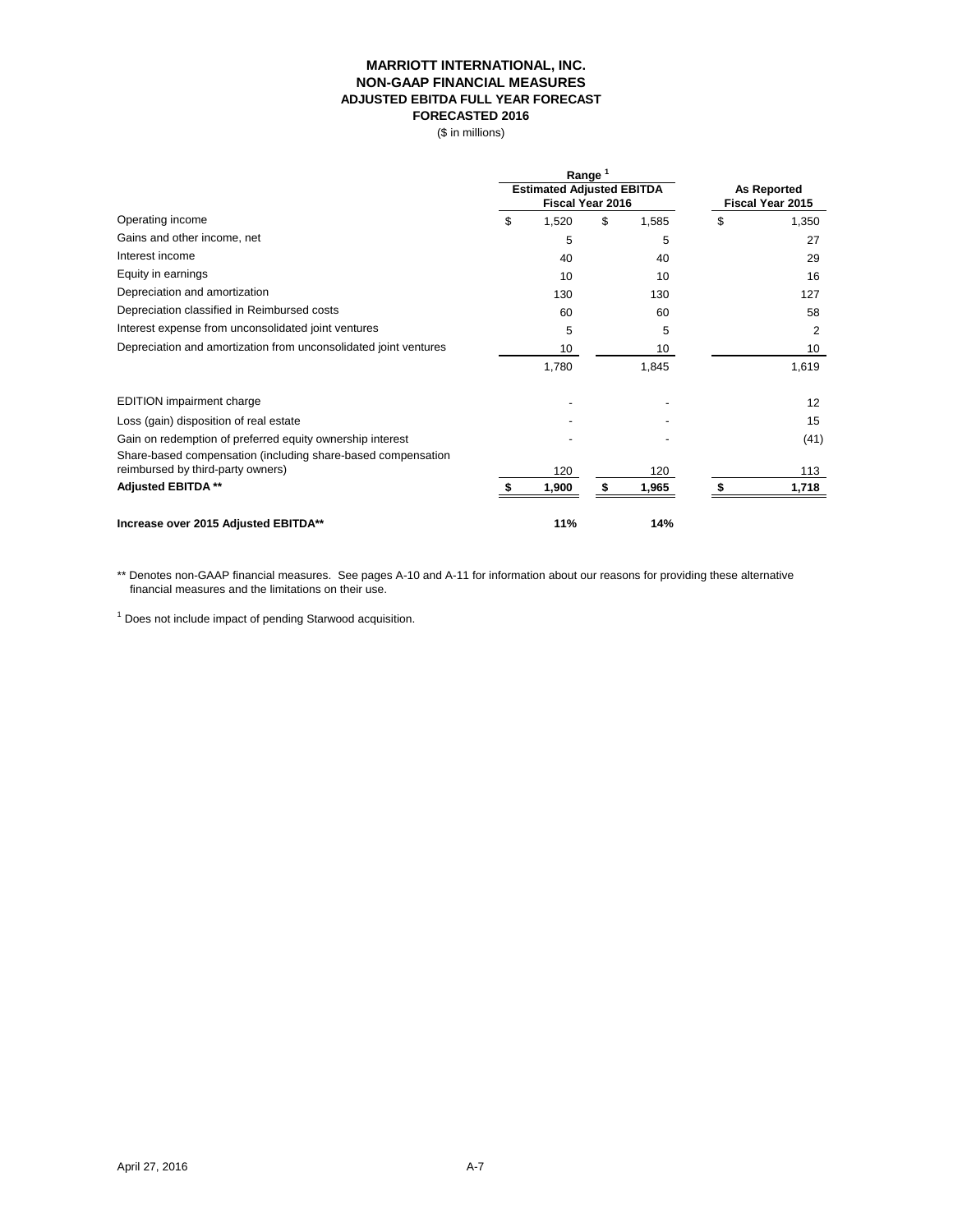# MARRIOTT INTERNATIONAL, INC.
## NON-GAAP FINANCIAL MEASURES
## ADJUSTED EBITDA FULL YEAR FORECAST
## FORECASTED 2016

($ in millions)

| | Range [1] Estimated Adjusted EBITDA Fiscal Year 2016 | | As Reported Fiscal Year 2015 |
|---|---|---|---|
| Operating income | $ 1,520 | $ 1,585 | $ 1,350 |
| Gains and other income, net | 5 | 5 | 27 |
| Interest income | 40 | 40 | 29 |
| Equity in earnings | 10 | 10 | 16 |
| Depreciation and amortization | 130 | 130 | 127 |
| Depreciation classified in Reimbursed costs | 60 | 60 | 58 |
| Interest expense from unconsolidated joint ventures | 5 | 5 | 2 |
| Depreciation and amortization from unconsolidated joint ventures | 10 | 10 | 10 |
| | 1,780 | 1,845 | 1,619 |
| EDITION impairment charge | - | - | 12 |
| Loss (gain) disposition of real estate | - | - | 15 |
| Gain on redemption of preferred equity ownership interest | - | - | (41) |
| Share-based compensation (including share-based compensation reimbursed by third-party owners) | 120 | 120 | 113 |
| **Adjusted EBITDA \*\*** | **$ 1,900** | **$ 1,965** | **$ 1,718** |
| **Increase over 2015 Adjusted EBITDA\*\*** | **11%** | **14%** | |

** Denotes non-GAAP financial measures. See pages A-10 and A-11 for information about our reasons for providing these alternative financial measures and the limitations on their use.

[1] Does not include impact of pending Starwood acquisition.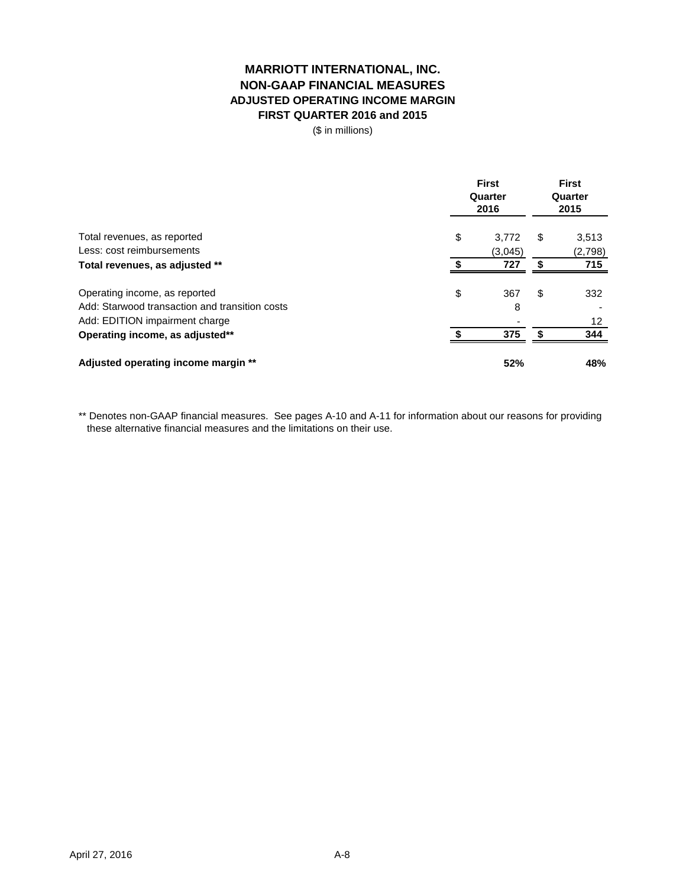# MARRIOTT INTERNATIONAL, INC.
## NON-GAAP FINANCIAL MEASURES
### ADJUSTED OPERATING INCOME MARGIN
### FIRST QUARTER 2016 and 2015

($ in millions)

| | First Quarter 2016 | First Quarter 2015 |
|---|---|---|
| Total revenues, as reported | $ 3,772 | $ 3,513 |
| Less: cost reimbursements | (3,045) | (2,798) |
| **Total revenues, as adjusted \*\*** | **$ 727** | **$ 715** |
| | | |
| Operating income, as reported | $ 367 | $ 332 |
| Add: Starwood transaction and transition costs | 8 | - |
| Add: EDITION impairment charge | - | 12 |
| **Operating income, as adjusted\*\*** | **$ 375** | **$ 344** |
| | | |
| **Adjusted operating income margin \*\*** | **52%** | **48%** |

** Denotes non-GAAP financial measures. See pages A-10 and A-11 for information about our reasons for providing these alternative financial measures and the limitations on their use.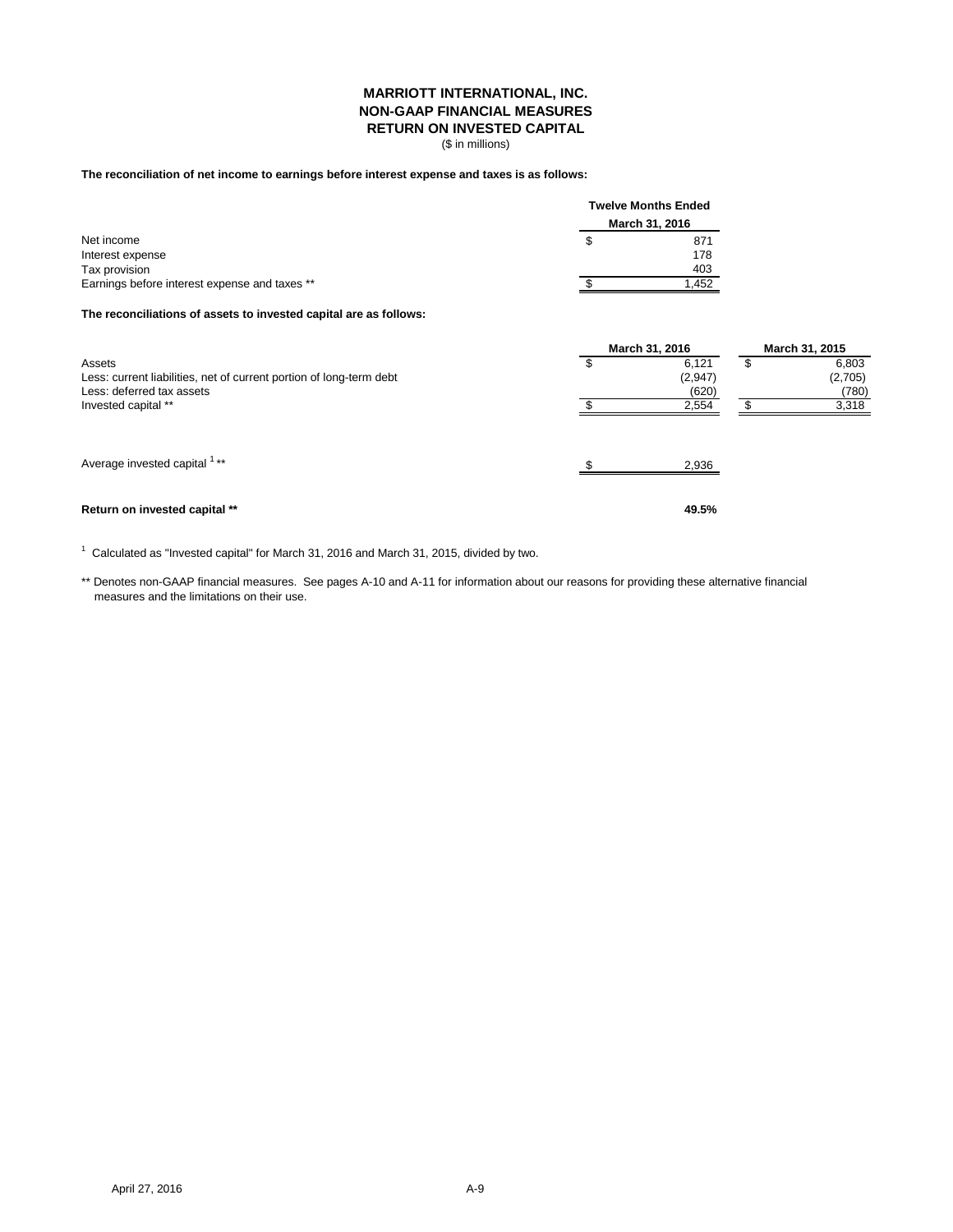# MARRIOTT INTERNATIONAL, INC.
## NON-GAAP FINANCIAL MEASURES
## RETURN ON INVESTED CAPITAL

($ in millions)

**The reconciliation of net income to earnings before interest expense and taxes is as follows:**

| | Twelve Months Ended March 31, 2016 |
|---|---|
| Net income | $ 871 |
| Interest expense | 178 |
| Tax provision | 403 |
| Earnings before interest expense and taxes ** | $ 1,452 |

**The reconciliations of assets to invested capital are as follows:**

| | March 31, 2016 | March 31, 2015 |
|---|---|---|
| Assets | $ 6,121 | $ 6,803 |
| Less: current liabilities, net of current portion of long-term debt | (2,947) | (2,705) |
| Less: deferred tax assets | (620) | (780) |
| Invested capital ** | $ 2,554 | $ 3,318 |
| | | |
| Average invested capital [1] ** | $ 2,936 | |
| | | |
| **Return on invested capital \*\*** | **49.5%** | |

[1] Calculated as "Invested capital" for March 31, 2016 and March 31, 2015, divided by two.

** Denotes non-GAAP financial measures. See pages A-10 and A-11 for information about our reasons for providing these alternative financial measures and the limitations on their use.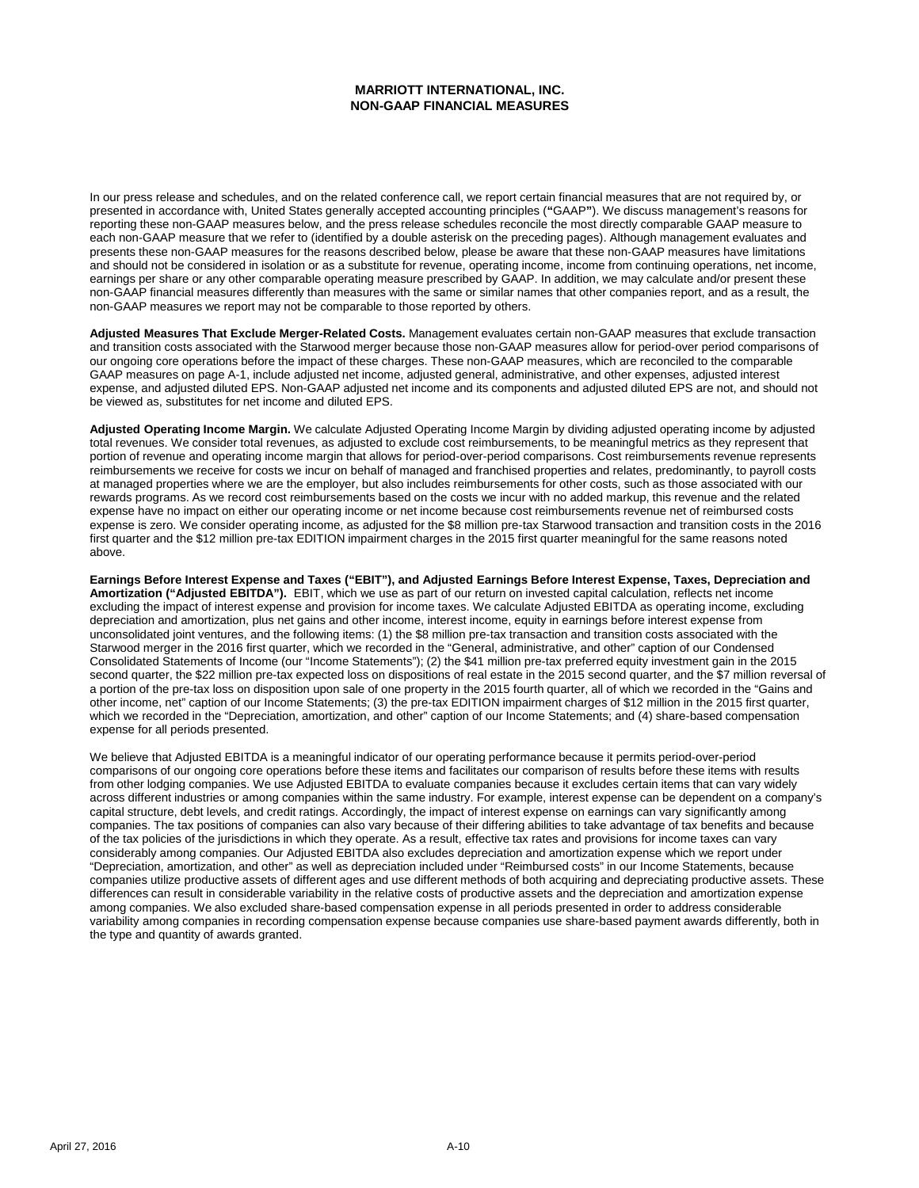# MARRIOTT INTERNATIONAL, INC.
# NON-GAAP FINANCIAL MEASURES

In our press release and schedules, and on the related conference call, we report certain financial measures that are not required by, or presented in accordance with, United States generally accepted accounting principles ("GAAP"). We discuss management's reasons for reporting these non-GAAP measures below, and the press release schedules reconcile the most directly comparable GAAP measure to each non-GAAP measure that we refer to (identified by a double asterisk on the preceding pages). Although management evaluates and presents these non-GAAP measures for the reasons described below, please be aware that these non-GAAP measures have limitations and should not be considered in isolation or as a substitute for revenue, operating income, income from continuing operations, net income, earnings per share or any other comparable operating measure prescribed by GAAP. In addition, we may calculate and/or present these non-GAAP financial measures differently than measures with the same or similar names that other companies report, and as a result, the non-GAAP measures we report may not be comparable to those reported by others.

**Adjusted Measures That Exclude Merger-Related Costs.** Management evaluates certain non-GAAP measures that exclude transaction and transition costs associated with the Starwood merger because those non-GAAP measures allow for period-over period comparisons of our ongoing core operations before the impact of these charges. These non-GAAP measures, which are reconciled to the comparable GAAP measures on page A-1, include adjusted net income, adjusted general, administrative, and other expenses, adjusted interest expense, and adjusted diluted EPS. Non-GAAP adjusted net income and its components and adjusted diluted EPS are not, and should not be viewed as, substitutes for net income and diluted EPS.

**Adjusted Operating Income Margin.** We calculate Adjusted Operating Income Margin by dividing adjusted operating income by adjusted total revenues. We consider total revenues, as adjusted to exclude cost reimbursements, to be meaningful metrics as they represent that portion of revenue and operating income margin that allows for period-over-period comparisons. Cost reimbursements revenue represents reimbursements we receive for costs we incur on behalf of managed and franchised properties and relates, predominantly, to payroll costs at managed properties where we are the employer, but also includes reimbursements for other costs, such as those associated with our rewards programs. As we record cost reimbursements based on the costs we incur with no added markup, this revenue and the related expense have no impact on either our operating income or net income because cost reimbursements revenue net of reimbursed costs expense is zero. We consider operating income, as adjusted for the $8 million pre-tax Starwood transaction and transition costs in the 2016 first quarter and the $12 million pre-tax EDITION impairment charges in the 2015 first quarter meaningful for the same reasons noted above.

**Earnings Before Interest Expense and Taxes ("EBIT"), and Adjusted Earnings Before Interest Expense, Taxes, Depreciation and Amortization ("Adjusted EBITDA").** EBIT, which we use as part of our return on invested capital calculation, reflects net income excluding the impact of interest expense and provision for income taxes. We calculate Adjusted EBITDA as operating income, excluding depreciation and amortization, plus net gains and other income, interest income, equity in earnings before interest expense from unconsolidated joint ventures, and the following items: (1) the $8 million pre-tax transaction and transition costs associated with the Starwood merger in the 2016 first quarter, which we recorded in the "General, administrative, and other" caption of our Condensed Consolidated Statements of Income (our "Income Statements"); (2) the $41 million pre-tax preferred equity investment gain in the 2015 second quarter, the $22 million pre-tax expected loss on dispositions of real estate in the 2015 second quarter, and the $7 million reversal of a portion of the pre-tax loss on disposition upon sale of one property in the 2015 fourth quarter, all of which we recorded in the "Gains and other income, net" caption of our Income Statements; (3) the pre-tax EDITION impairment charges of $12 million in the 2015 first quarter, which we recorded in the "Depreciation, amortization, and other" caption of our Income Statements; and (4) share-based compensation expense for all periods presented.

We believe that Adjusted EBITDA is a meaningful indicator of our operating performance because it permits period-over-period comparisons of our ongoing core operations before these items and facilitates our comparison of results before these items with results from other lodging companies. We use Adjusted EBITDA to evaluate companies because it excludes certain items that can vary widely across different industries or among companies within the same industry. For example, interest expense can be dependent on a company's capital structure, debt levels, and credit ratings. Accordingly, the impact of interest expense on earnings can vary significantly among companies. The tax positions of companies can also vary because of their differing abilities to take advantage of tax benefits and because of the tax policies of the jurisdictions in which they operate. As a result, effective tax rates and provisions for income taxes can vary considerably among companies. Our Adjusted EBITDA also excludes depreciation and amortization expense which we report under "Depreciation, amortization, and other" as well as depreciation included under "Reimbursed costs" in our Income Statements, because companies utilize productive assets of different ages and use different methods of both acquiring and depreciating productive assets. These differences can result in considerable variability in the relative costs of productive assets and the depreciation and amortization expense among companies. We also excluded share-based compensation expense in all periods presented in order to address considerable variability among companies in recording compensation expense because companies use share-based payment awards differently, both in the type and quantity of awards granted.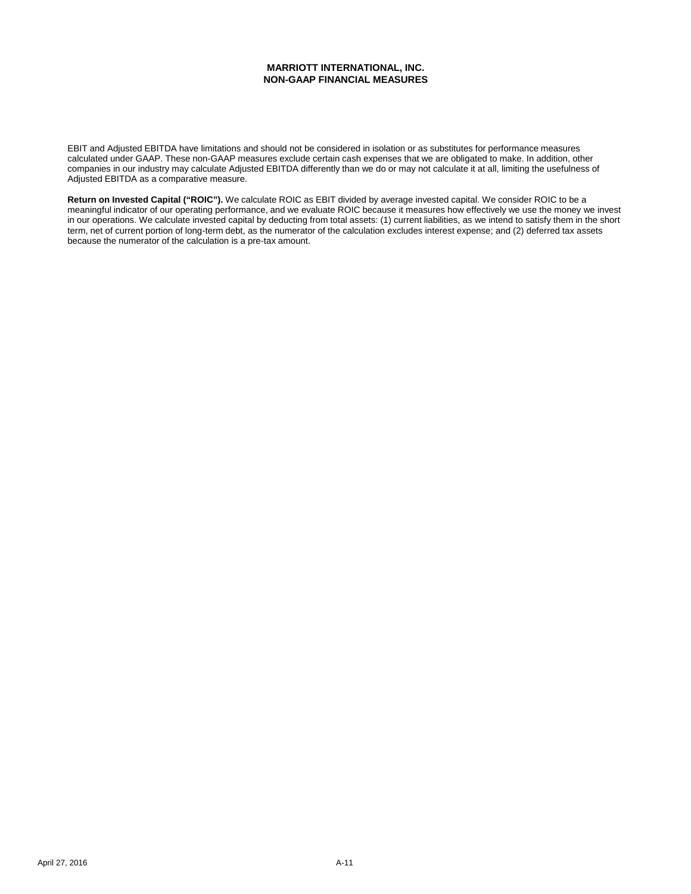**MARRIOTT INTERNATIONAL, INC.**
**NON-GAAP FINANCIAL MEASURES**

EBIT and Adjusted EBITDA have limitations and should not be considered in isolation or as substitutes for performance measures calculated under GAAP. These non-GAAP measures exclude certain cash expenses that we are obligated to make. In addition, other companies in our industry may calculate Adjusted EBITDA differently than we do or may not calculate it at all, limiting the usefulness of Adjusted EBITDA as a comparative measure.

**Return on Invested Capital ("ROIC").** We calculate ROIC as EBIT divided by average invested capital. We consider ROIC to be a meaningful indicator of our operating performance, and we evaluate ROIC because it measures how effectively we use the money we invest in our operations. We calculate invested capital by deducting from total assets: (1) current liabilities, as we intend to satisfy them in the short term, net of current portion of long-term debt, as the numerator of the calculation excludes interest expense; and (2) deferred tax assets because the numerator of the calculation is a pre-tax amount.